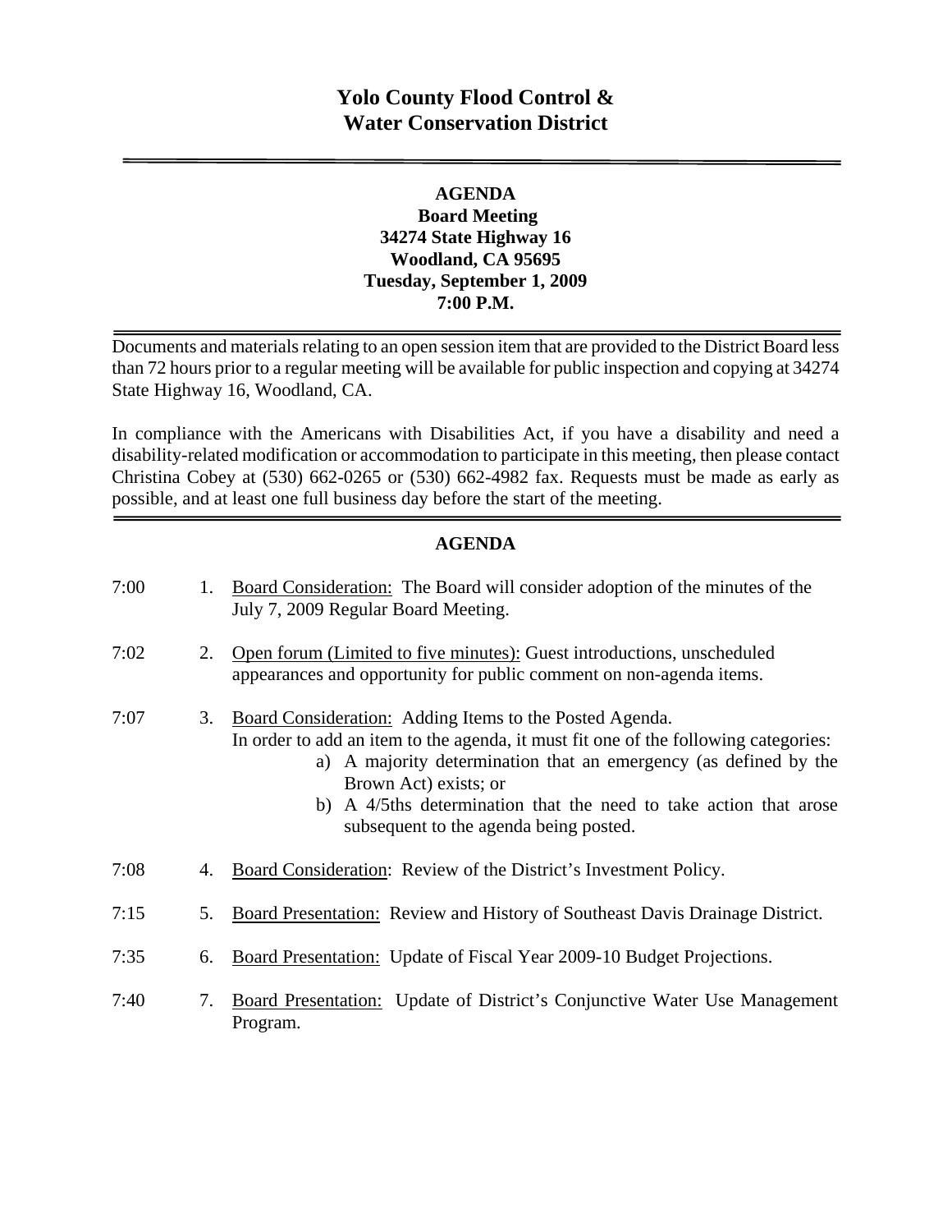# Yolo County Flood Control & Water Conservation District

**AGENDA**
**Board Meeting**
**34274 State Highway 16**
**Woodland, CA 95695**
**Tuesday, September 1, 2009**
**7:00 P.M.**

Documents and materials relating to an open session item that are provided to the District Board less than 72 hours prior to a regular meeting will be available for public inspection and copying at 34274 State Highway 16, Woodland, CA.

In compliance with the Americans with Disabilities Act, if you have a disability and need a disability-related modification or accommodation to participate in this meeting, then please contact Christina Cobey at (530) 662-0265 or (530) 662-4982 fax. Requests must be made as early as possible, and at least one full business day before the start of the meeting.

## AGENDA

7:00 1. Board Consideration: The Board will consider adoption of the minutes of the July 7, 2009 Regular Board Meeting.

7:02 2. Open forum (Limited to five minutes): Guest introductions, unscheduled appearances and opportunity for public comment on non-agenda items.

7:07 3. Board Consideration: Adding Items to the Posted Agenda.
In order to add an item to the agenda, it must fit one of the following categories:
   a) A majority determination that an emergency (as defined by the Brown Act) exists; or
   b) A 4/5ths determination that the need to take action that arose subsequent to the agenda being posted.

7:08 4. Board Consideration: Review of the District's Investment Policy.

7:15 5. Board Presentation: Review and History of Southeast Davis Drainage District.

7:35 6. Board Presentation: Update of Fiscal Year 2009-10 Budget Projections.

7:40 7. Board Presentation: Update of District's Conjunctive Water Use Management Program.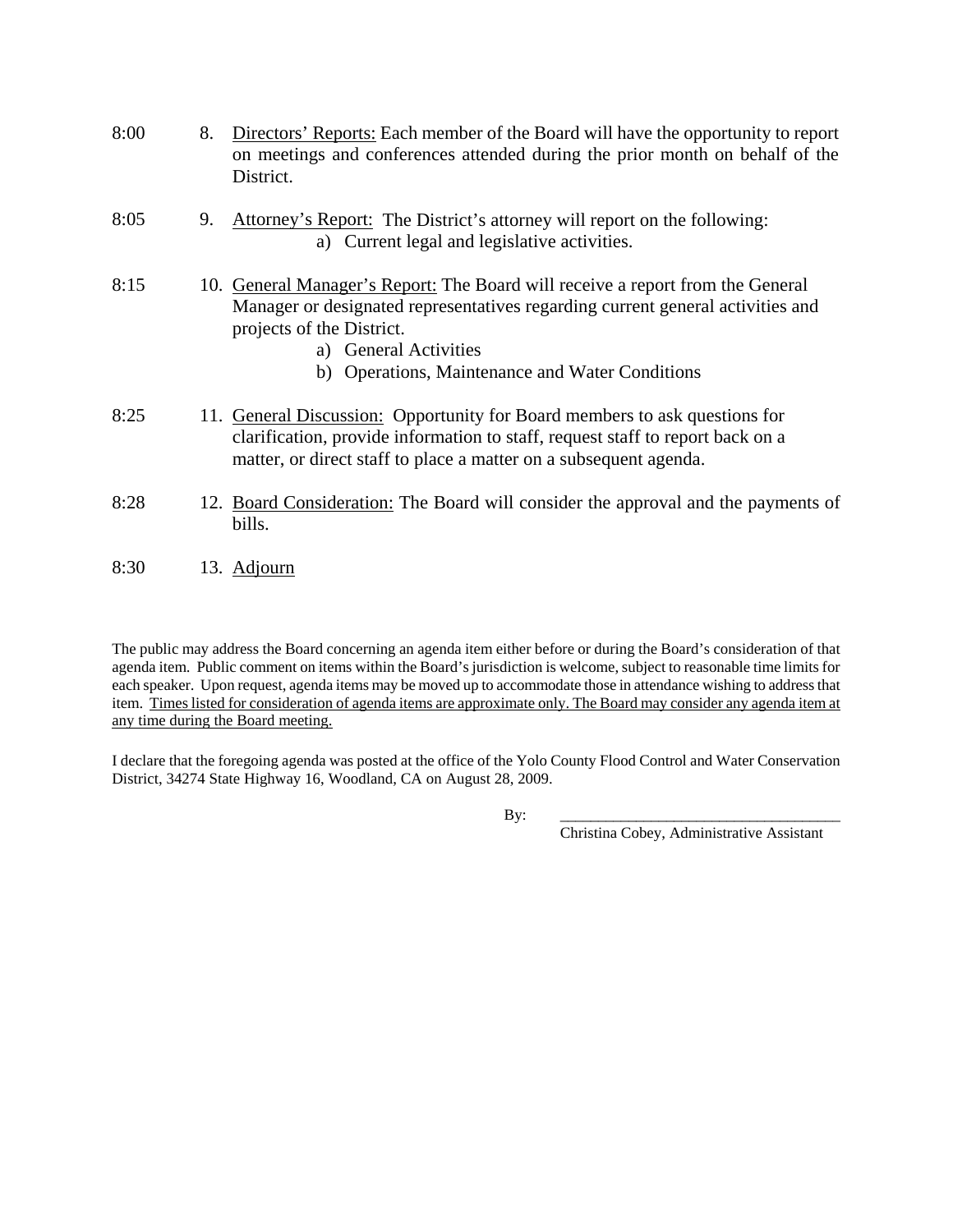8:00 8. <u>Directors' Reports:</u> Each member of the Board will have the opportunity to report on meetings and conferences attended during the prior month on behalf of the District.

8:05 9. <u>Attorney's Report:</u> The District's attorney will report on the following:
   a) Current legal and legislative activities.

8:15 10. <u>General Manager's Report:</u> The Board will receive a report from the General Manager or designated representatives regarding current general activities and projects of the District.
   a) General Activities
   b) Operations, Maintenance and Water Conditions

8:25 11. <u>General Discussion:</u> Opportunity for Board members to ask questions for clarification, provide information to staff, request staff to report back on a matter, or direct staff to place a matter on a subsequent agenda.

8:28 12. <u>Board Consideration:</u> The Board will consider the approval and the payments of bills.

8:30 13. <u>Adjourn</u>

The public may address the Board concerning an agenda item either before or during the Board's consideration of that agenda item. Public comment on items within the Board's jurisdiction is welcome, subject to reasonable time limits for each speaker. Upon request, agenda items may be moved up to accommodate those in attendance wishing to address that item. <u>Times listed for consideration of agenda items are approximate only. The Board may consider any agenda item at any time during the Board meeting.</u>

I declare that the foregoing agenda was posted at the office of the Yolo County Flood Control and Water Conservation District, 34274 State Highway 16, Woodland, CA on August 28, 2009.

By: ____________________________________
Christina Cobey, Administrative Assistant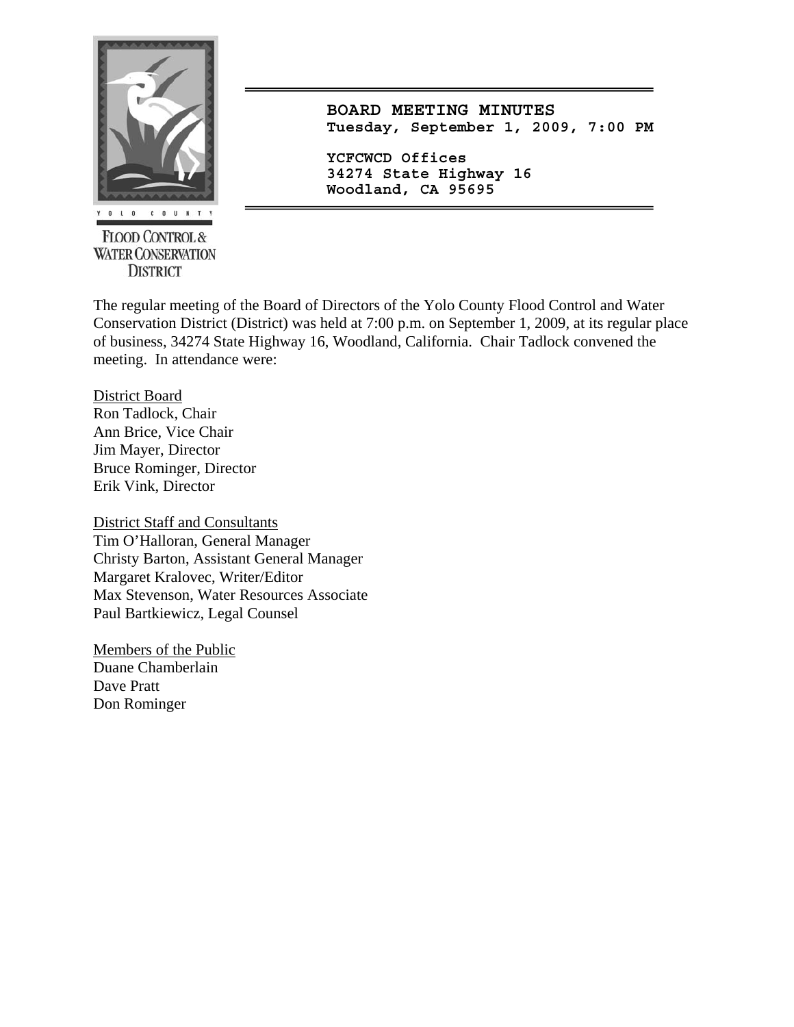YOLO COUNTY

FLOOD CONTROL & WATER CONSERVATION DISTRICT

**BOARD MEETING MINUTES**
**Tuesday, September 1, 2009, 7:00 PM**

**YCFCWCD Offices**
**34274 State Highway 16**
**Woodland, CA 95695**

The regular meeting of the Board of Directors of the Yolo County Flood Control and Water Conservation District (District) was held at 7:00 p.m. on September 1, 2009, at its regular place of business, 34274 State Highway 16, Woodland, California. Chair Tadlock convened the meeting. In attendance were:

District Board
Ron Tadlock, Chair
Ann Brice, Vice Chair
Jim Mayer, Director
Bruce Rominger, Director
Erik Vink, Director

District Staff and Consultants
Tim O'Halloran, General Manager
Christy Barton, Assistant General Manager
Margaret Kralovec, Writer/Editor
Max Stevenson, Water Resources Associate
Paul Bartkiewicz, Legal Counsel

Members of the Public
Duane Chamberlain
Dave Pratt
Don Rominger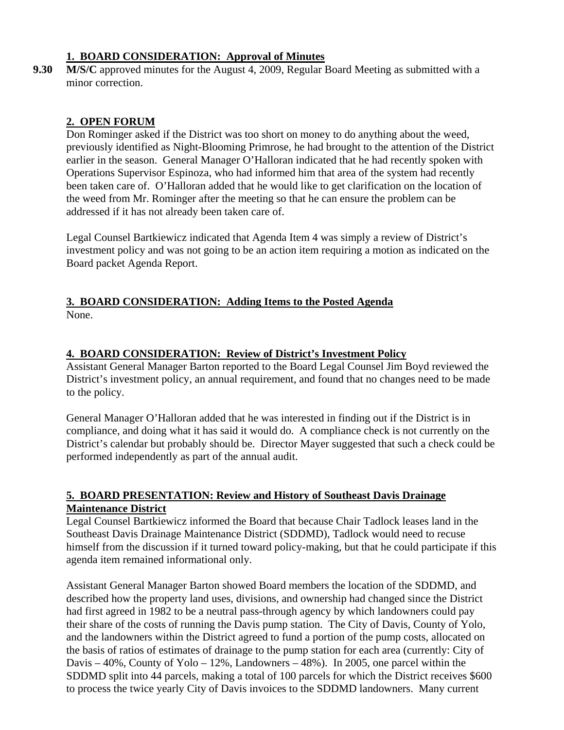## 1. BOARD CONSIDERATION: Approval of Minutes

**9.30** **M/S/C** approved minutes for the August 4, 2009, Regular Board Meeting as submitted with a minor correction.

## 2. OPEN FORUM

Don Rominger asked if the District was too short on money to do anything about the weed, previously identified as Night-Blooming Primrose, he had brought to the attention of the District earlier in the season. General Manager O'Halloran indicated that he had recently spoken with Operations Supervisor Espinoza, who had informed him that area of the system had recently been taken care of. O'Halloran added that he would like to get clarification on the location of the weed from Mr. Rominger after the meeting so that he can ensure the problem can be addressed if it has not already been taken care of.

Legal Counsel Bartkiewicz indicated that Agenda Item 4 was simply a review of District's investment policy and was not going to be an action item requiring a motion as indicated on the Board packet Agenda Report.

## 3. BOARD CONSIDERATION: Adding Items to the Posted Agenda

None.

## 4. BOARD CONSIDERATION: Review of District's Investment Policy

Assistant General Manager Barton reported to the Board Legal Counsel Jim Boyd reviewed the District's investment policy, an annual requirement, and found that no changes need to be made to the policy.

General Manager O'Halloran added that he was interested in finding out if the District is in compliance, and doing what it has said it would do. A compliance check is not currently on the District's calendar but probably should be. Director Mayer suggested that such a check could be performed independently as part of the annual audit.

## 5. BOARD PRESENTATION: Review and History of Southeast Davis Drainage Maintenance District

Legal Counsel Bartkiewicz informed the Board that because Chair Tadlock leases land in the Southeast Davis Drainage Maintenance District (SDDMD), Tadlock would need to recuse himself from the discussion if it turned toward policy-making, but that he could participate if this agenda item remained informational only.

Assistant General Manager Barton showed Board members the location of the SDDMD, and described how the property land uses, divisions, and ownership had changed since the District had first agreed in 1982 to be a neutral pass-through agency by which landowners could pay their share of the costs of running the Davis pump station. The City of Davis, County of Yolo, and the landowners within the District agreed to fund a portion of the pump costs, allocated on the basis of ratios of estimates of drainage to the pump station for each area (currently: City of Davis – 40%, County of Yolo – 12%, Landowners – 48%). In 2005, one parcel within the SDDMD split into 44 parcels, making a total of 100 parcels for which the District receives $600 to process the twice yearly City of Davis invoices to the SDDMD landowners. Many current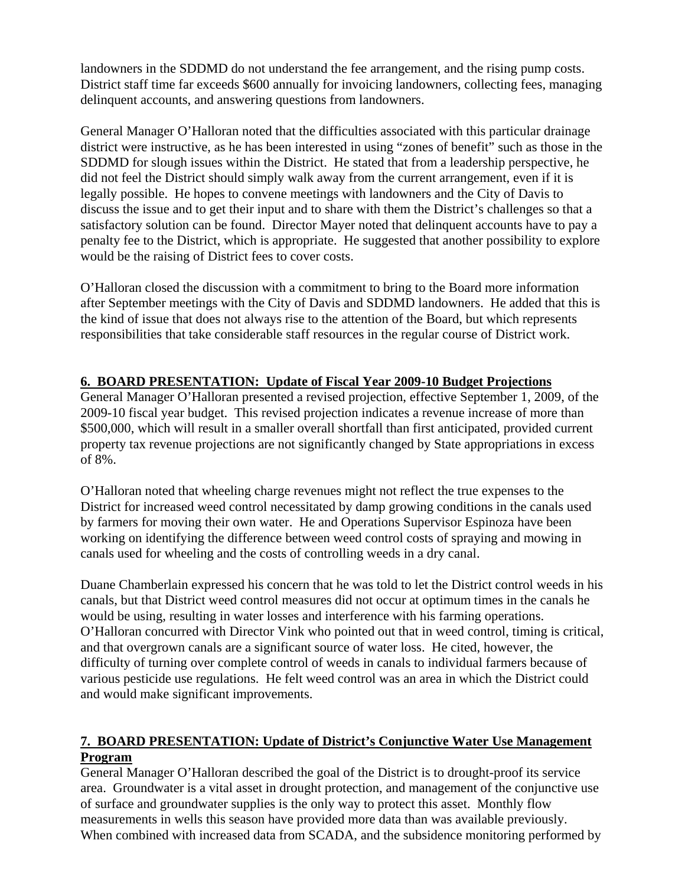landowners in the SDDMD do not understand the fee arrangement, and the rising pump costs. District staff time far exceeds $600 annually for invoicing landowners, collecting fees, managing delinquent accounts, and answering questions from landowners.

General Manager O'Halloran noted that the difficulties associated with this particular drainage district were instructive, as he has been interested in using "zones of benefit" such as those in the SDDMD for slough issues within the District. He stated that from a leadership perspective, he did not feel the District should simply walk away from the current arrangement, even if it is legally possible. He hopes to convene meetings with landowners and the City of Davis to discuss the issue and to get their input and to share with them the District's challenges so that a satisfactory solution can be found. Director Mayer noted that delinquent accounts have to pay a penalty fee to the District, which is appropriate. He suggested that another possibility to explore would be the raising of District fees to cover costs.

O'Halloran closed the discussion with a commitment to bring to the Board more information after September meetings with the City of Davis and SDDMD landowners. He added that this is the kind of issue that does not always rise to the attention of the Board, but which represents responsibilities that take considerable staff resources in the regular course of District work.

## 6. BOARD PRESENTATION: Update of Fiscal Year 2009-10 Budget Projections

General Manager O'Halloran presented a revised projection, effective September 1, 2009, of the 2009-10 fiscal year budget. This revised projection indicates a revenue increase of more than $500,000, which will result in a smaller overall shortfall than first anticipated, provided current property tax revenue projections are not significantly changed by State appropriations in excess of 8%.

O'Halloran noted that wheeling charge revenues might not reflect the true expenses to the District for increased weed control necessitated by damp growing conditions in the canals used by farmers for moving their own water. He and Operations Supervisor Espinoza have been working on identifying the difference between weed control costs of spraying and mowing in canals used for wheeling and the costs of controlling weeds in a dry canal.

Duane Chamberlain expressed his concern that he was told to let the District control weeds in his canals, but that District weed control measures did not occur at optimum times in the canals he would be using, resulting in water losses and interference with his farming operations. O'Halloran concurred with Director Vink who pointed out that in weed control, timing is critical, and that overgrown canals are a significant source of water loss. He cited, however, the difficulty of turning over complete control of weeds in canals to individual farmers because of various pesticide use regulations. He felt weed control was an area in which the District could and would make significant improvements.

## 7. BOARD PRESENTATION: Update of District's Conjunctive Water Use Management Program

General Manager O'Halloran described the goal of the District is to drought-proof its service area. Groundwater is a vital asset in drought protection, and management of the conjunctive use of surface and groundwater supplies is the only way to protect this asset. Monthly flow measurements in wells this season have provided more data than was available previously. When combined with increased data from SCADA, and the subsidence monitoring performed by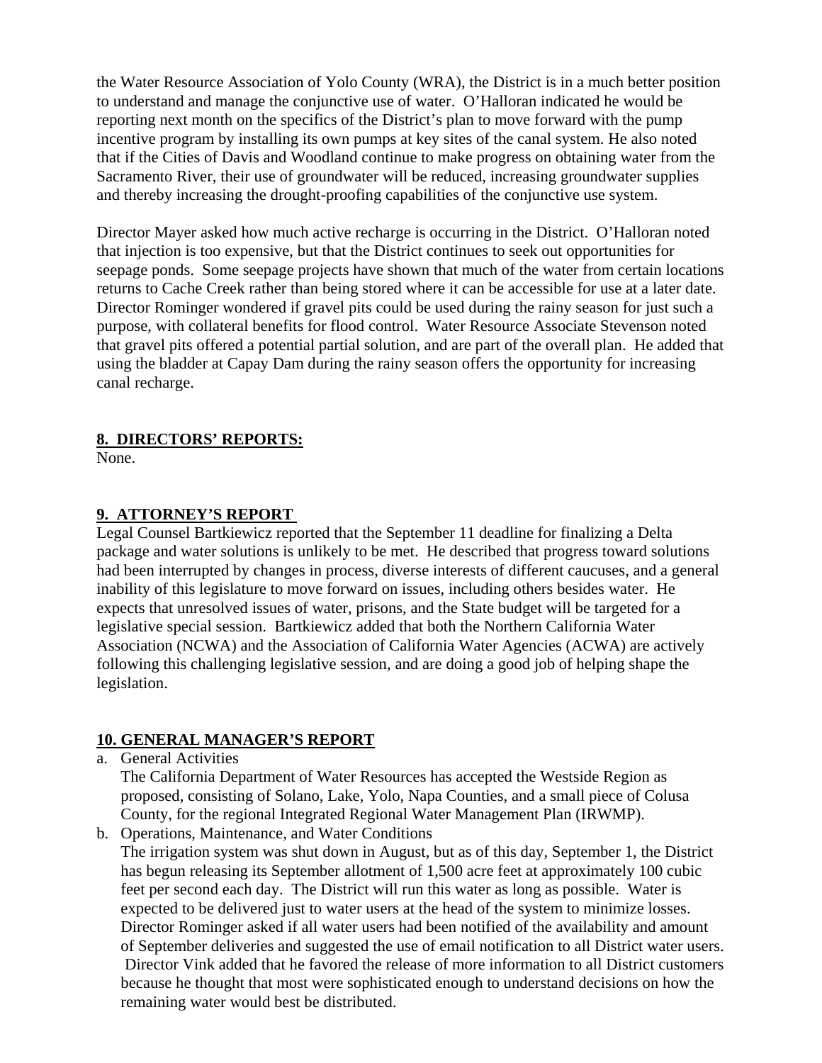the Water Resource Association of Yolo County (WRA), the District is in a much better position to understand and manage the conjunctive use of water. O'Halloran indicated he would be reporting next month on the specifics of the District's plan to move forward with the pump incentive program by installing its own pumps at key sites of the canal system. He also noted that if the Cities of Davis and Woodland continue to make progress on obtaining water from the Sacramento River, their use of groundwater will be reduced, increasing groundwater supplies and thereby increasing the drought-proofing capabilities of the conjunctive use system.

Director Mayer asked how much active recharge is occurring in the District. O'Halloran noted that injection is too expensive, but that the District continues to seek out opportunities for seepage ponds. Some seepage projects have shown that much of the water from certain locations returns to Cache Creek rather than being stored where it can be accessible for use at a later date. Director Rominger wondered if gravel pits could be used during the rainy season for just such a purpose, with collateral benefits for flood control. Water Resource Associate Stevenson noted that gravel pits offered a potential partial solution, and are part of the overall plan. He added that using the bladder at Capay Dam during the rainy season offers the opportunity for increasing canal recharge.

**8. DIRECTORS' REPORTS:**
None.

**9. ATTORNEY'S REPORT**
Legal Counsel Bartkiewicz reported that the September 11 deadline for finalizing a Delta package and water solutions is unlikely to be met. He described that progress toward solutions had been interrupted by changes in process, diverse interests of different caucuses, and a general inability of this legislature to move forward on issues, including others besides water. He expects that unresolved issues of water, prisons, and the State budget will be targeted for a legislative special session. Bartkiewicz added that both the Northern California Water Association (NCWA) and the Association of California Water Agencies (ACWA) are actively following this challenging legislative session, and are doing a good job of helping shape the legislation.

**10. GENERAL MANAGER'S REPORT**

a. General Activities
   The California Department of Water Resources has accepted the Westside Region as proposed, consisting of Solano, Lake, Yolo, Napa Counties, and a small piece of Colusa County, for the regional Integrated Regional Water Management Plan (IRWMP).

b. Operations, Maintenance, and Water Conditions
   The irrigation system was shut down in August, but as of this day, September 1, the District has begun releasing its September allotment of 1,500 acre feet at approximately 100 cubic feet per second each day. The District will run this water as long as possible. Water is expected to be delivered just to water users at the head of the system to minimize losses. Director Rominger asked if all water users had been notified of the availability and amount of September deliveries and suggested the use of email notification to all District water users. Director Vink added that he favored the release of more information to all District customers because he thought that most were sophisticated enough to understand decisions on how the remaining water would best be distributed.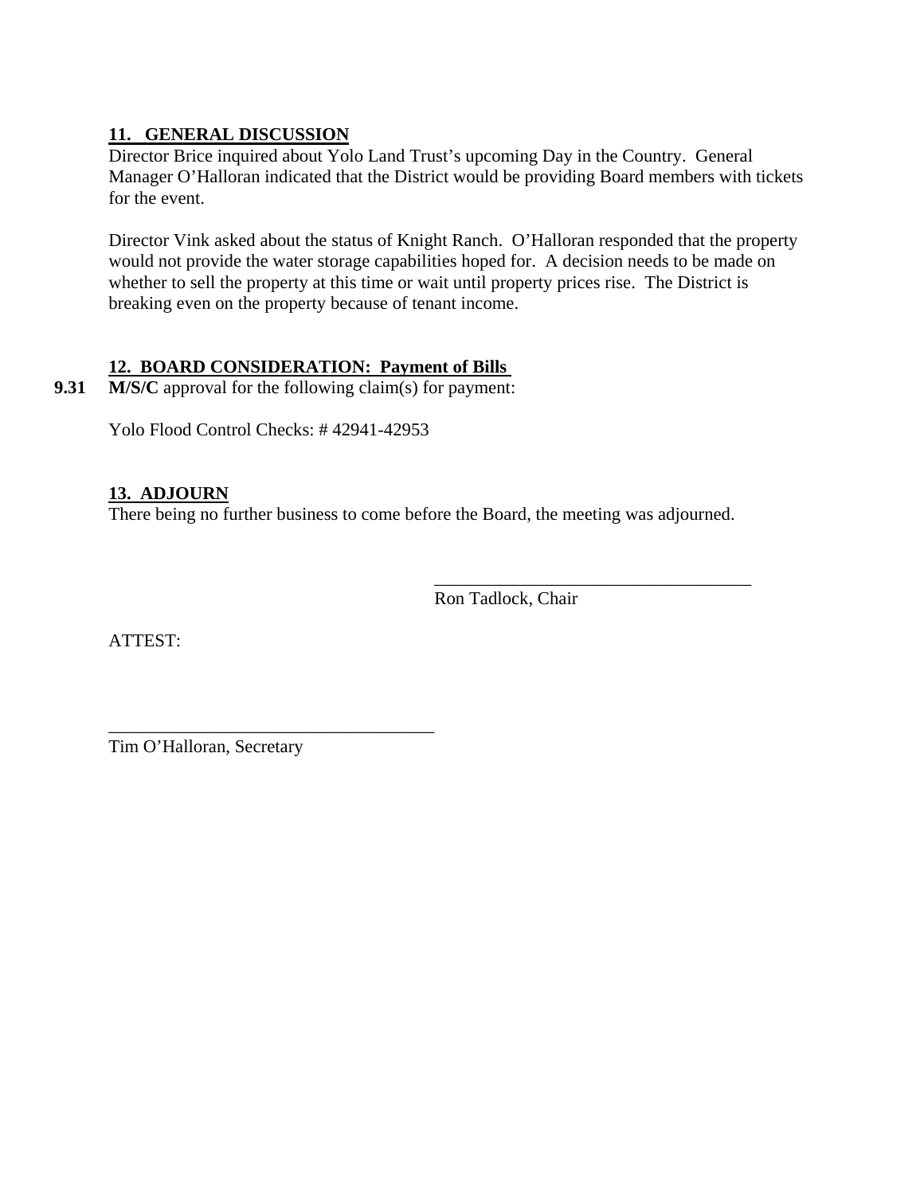**11. GENERAL DISCUSSION**

Director Brice inquired about Yolo Land Trust's upcoming Day in the Country. General Manager O'Halloran indicated that the District would be providing Board members with tickets for the event.

Director Vink asked about the status of Knight Ranch. O'Halloran responded that the property would not provide the water storage capabilities hoped for. A decision needs to be made on whether to sell the property at this time or wait until property prices rise. The District is breaking even on the property because of tenant income.

**12. BOARD CONSIDERATION: Payment of Bills**

**9.31** **M/S/C** approval for the following claim(s) for payment:

Yolo Flood Control Checks: # 42941-42953

**13. ADJOURN**

There being no further business to come before the Board, the meeting was adjourned.

\_\_\_\_\_\_\_\_\_\_\_\_\_\_\_\_\_\_\_\_\_\_\_\_\_\_\_\_\_\_\_\_\_\_\_\_

Ron Tadlock, Chair

ATTEST:

\_\_\_\_\_\_\_\_\_\_\_\_\_\_\_\_\_\_\_\_\_\_\_\_\_\_\_\_\_\_\_\_\_\_\_\_

Tim O'Halloran, Secretary